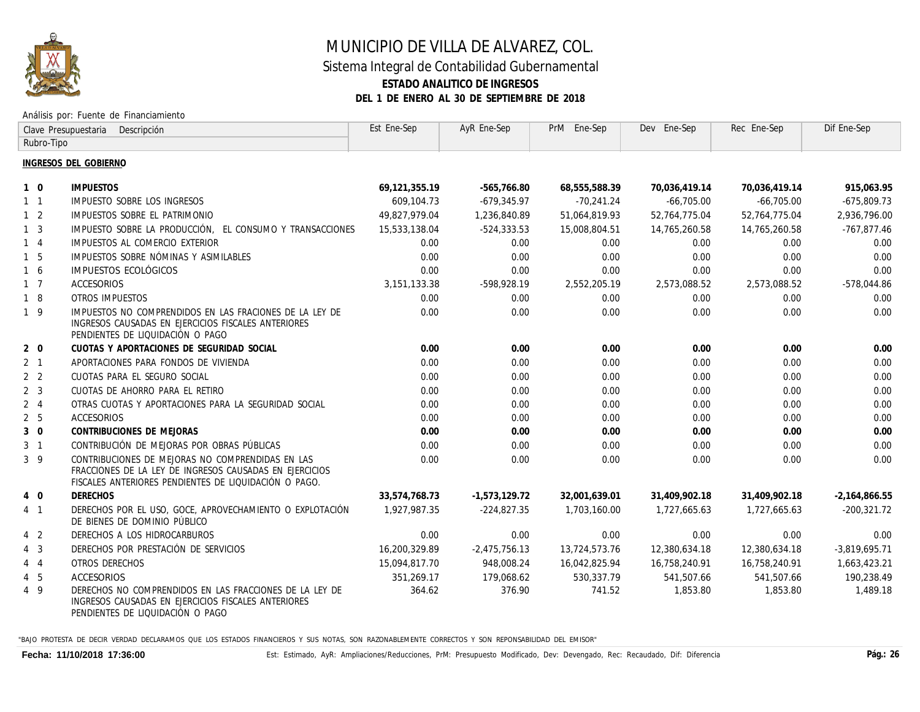# MUNICIPIO DE VILLA DE ALVAREZ, COL.

## Sistema Integral de Contabilidad Gubernamental

### ESTADO ANALITICO DE INGRESOS

### DEL 1 DE ENERO AL 30 DE SEPTIEMBRE DE 2018

Análisis por: Fuente de Financiamiento

| Clave Presupuestaria Rubro-Tipo | Descripción | Est Ene-Sep | AyR Ene-Sep | PrM Ene-Sep | Dev Ene-Sep | Rec Ene-Sep | Dif Ene-Sep |
|---|---|---|---|---|---|---|---|
| **INGRESOS DEL GOBIERNO** | | | | | | | |
| **1 0** | **IMPUESTOS** | **69,121,355.19** | **-565,766.80** | **68,555,588.39** | **70,036,419.14** | **70,036,419.14** | **915,063.95** |
| 1 1 | IMPUESTO SOBRE LOS INGRESOS | 609,104.73 | -679,345.97 | -70,241.24 | -66,705.00 | -66,705.00 | -675,809.73 |
| 1 2 | IMPUESTOS SOBRE EL PATRIMONIO | 49,827,979.04 | 1,236,840.89 | 51,064,819.93 | 52,764,775.04 | 52,764,775.04 | 2,936,796.00 |
| 1 3 | IMPUESTO SOBRE LA PRODUCCIÓN, EL CONSUMO Y TRANSACCIONES | 15,533,138.04 | -524,333.53 | 15,008,804.51 | 14,765,260.58 | 14,765,260.58 | -767,877.46 |
| 1 4 | IMPUESTOS AL COMERCIO EXTERIOR | 0.00 | 0.00 | 0.00 | 0.00 | 0.00 | 0.00 |
| 1 5 | IMPUESTOS SOBRE NÓMINAS Y ASIMILABLES | 0.00 | 0.00 | 0.00 | 0.00 | 0.00 | 0.00 |
| 1 6 | IMPUESTOS ECOLÓGICOS | 0.00 | 0.00 | 0.00 | 0.00 | 0.00 | 0.00 |
| 1 7 | ACCESORIOS | 3,151,133.38 | -598,928.19 | 2,552,205.19 | 2,573,088.52 | 2,573,088.52 | -578,044.86 |
| 1 8 | OTROS IMPUESTOS | 0.00 | 0.00 | 0.00 | 0.00 | 0.00 | 0.00 |
| 1 9 | IMPUESTOS NO COMPRENDIDOS EN LAS FRACIONES DE LA LEY DE INGRESOS CAUSADAS EN EJERCICIOS FISCALES ANTERIORES PENDIENTES DE LIQUIDACIÓN O PAGO | 0.00 | 0.00 | 0.00 | 0.00 | 0.00 | 0.00 |
| **2 0** | **CUOTAS Y APORTACIONES DE SEGURIDAD SOCIAL** | **0.00** | **0.00** | **0.00** | **0.00** | **0.00** | **0.00** |
| 2 1 | APORTACIONES PARA FONDOS DE VIVIENDA | 0.00 | 0.00 | 0.00 | 0.00 | 0.00 | 0.00 |
| 2 2 | CUOTAS PARA EL SEGURO SOCIAL | 0.00 | 0.00 | 0.00 | 0.00 | 0.00 | 0.00 |
| 2 3 | CUOTAS DE AHORRO PARA EL RETIRO | 0.00 | 0.00 | 0.00 | 0.00 | 0.00 | 0.00 |
| 2 4 | OTRAS CUOTAS Y APORTACIONES PARA LA SEGURIDAD SOCIAL | 0.00 | 0.00 | 0.00 | 0.00 | 0.00 | 0.00 |
| 2 5 | ACCESORIOS | 0.00 | 0.00 | 0.00 | 0.00 | 0.00 | 0.00 |
| **3 0** | **CONTRIBUCIONES DE MEJORAS** | **0.00** | **0.00** | **0.00** | **0.00** | **0.00** | **0.00** |
| 3 1 | CONTRIBUCIÓN DE MEJORAS POR OBRAS PÚBLICAS | 0.00 | 0.00 | 0.00 | 0.00 | 0.00 | 0.00 |
| 3 9 | CONTRIBUCIONES DE MEJORAS NO COMPRENDIDAS EN LAS FRACCIONES DE LA LEY DE INGRESOS CAUSADAS EN EJERCICIOS FISCALES ANTERIORES PENDIENTES DE LIQUIDACIÓN O PAGO. | 0.00 | 0.00 | 0.00 | 0.00 | 0.00 | 0.00 |
| **4 0** | **DERECHOS** | **33,574,768.73** | **-1,573,129.72** | **32,001,639.01** | **31,409,902.18** | **31,409,902.18** | **-2,164,866.55** |
| 4 1 | DERECHOS POR EL USO, GOCE, APROVECHAMIENTO O EXPLOTACIÓN DE BIENES DE DOMINIO PÚBLICO | 1,927,987.35 | -224,827.35 | 1,703,160.00 | 1,727,665.63 | 1,727,665.63 | -200,321.72 |
| 4 2 | DERECHOS A LOS HIDROCARBUROS | 0.00 | 0.00 | 0.00 | 0.00 | 0.00 | 0.00 |
| 4 3 | DERECHOS POR PRESTACIÓN DE SERVICIOS | 16,200,329.89 | -2,475,756.13 | 13,724,573.76 | 12,380,634.18 | 12,380,634.18 | -3,819,695.71 |
| 4 4 | OTROS DERECHOS | 15,094,817.70 | 948,008.24 | 16,042,825.94 | 16,758,240.91 | 16,758,240.91 | 1,663,423.21 |
| 4 5 | ACCESORIOS | 351,269.17 | 179,068.62 | 530,337.79 | 541,507.66 | 541,507.66 | 190,238.49 |
| 4 9 | DERECHOS NO COMPRENDIDOS EN LAS FRACCIONES DE LA LEY DE INGRESOS CAUSADAS EN EJERCICIOS FISCALES ANTERIORES PENDIENTES DE LIQUIDACIÓN O PAGO | 364.62 | 376.90 | 741.52 | 1,853.80 | 1,853.80 | 1,489.18 |

"BAJO PROTESTA DE DECIR VERDAD DECLARAMOS QUE LOS ESTADOS FINANCIEROS Y SUS NOTAS, SON RAZONABLEMENTE CORRECTOS Y SON REPONSABILIDAD DEL EMISOR"

**Fecha: 11/10/2018 17:36:00**

Est: Estimado, AyR: Ampliaciones/Reducciones, PrM: Presupuesto Modificado, Dev: Devengado, Rec: Recaudado, Dif: Diferencia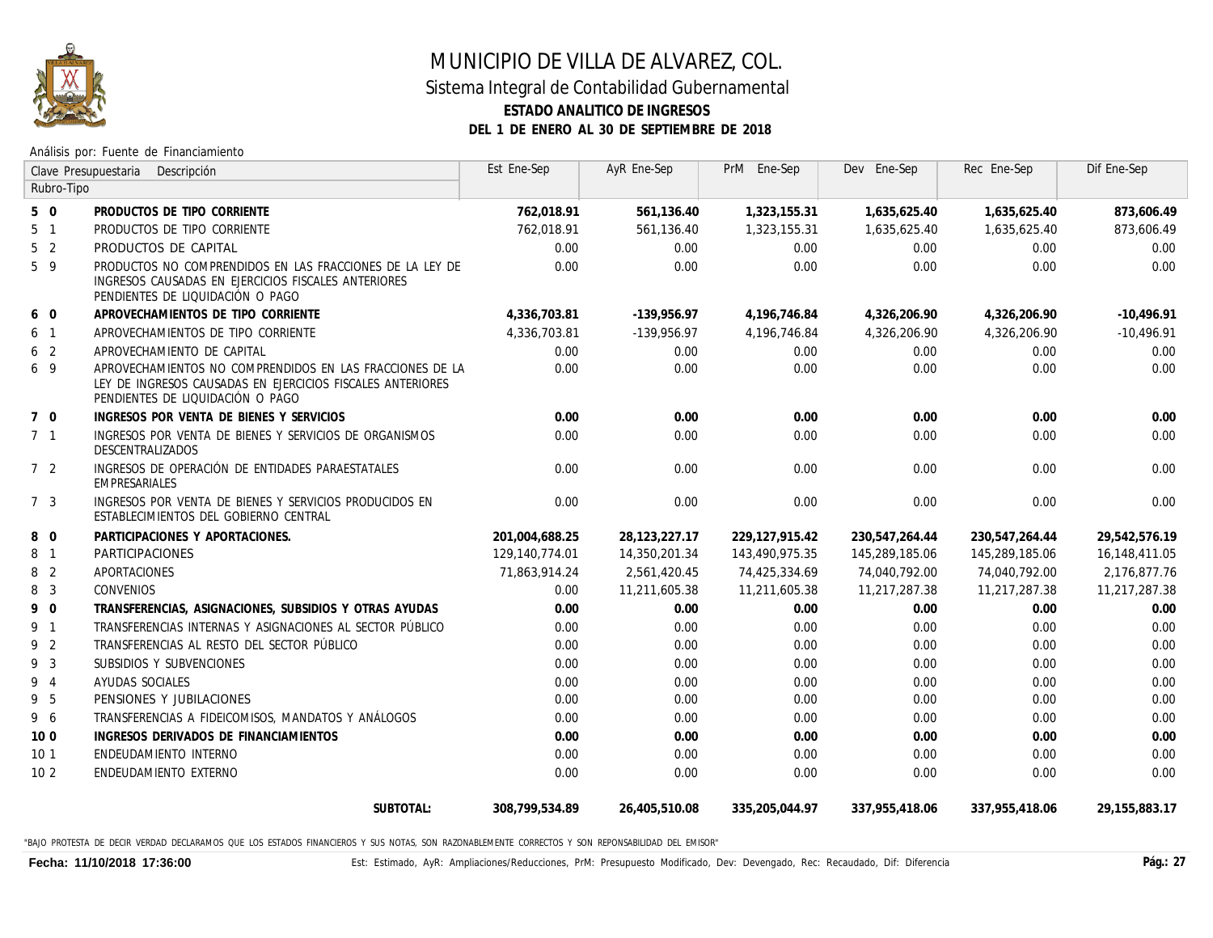# MUNICIPIO DE VILLA DE ALVAREZ, COL.

## Sistema Integral de Contabilidad Gubernamental

### ESTADO ANALITICO DE INGRESOS

### DEL 1 DE ENERO AL 30 DE SEPTIEMBRE DE 2018

Análisis por: Fuente de Financiamiento

| Clave Presupuestaria Rubro-Tipo | Descripción | Est Ene-Sep | AyR Ene-Sep | PrM Ene-Sep | Dev Ene-Sep | Rec Ene-Sep | Dif Ene-Sep |
|---|---|---|---|---|---|---|---|
| **5 0** | **PRODUCTOS DE TIPO CORRIENTE** | **762,018.91** | **561,136.40** | **1,323,155.31** | **1,635,625.40** | **1,635,625.40** | **873,606.49** |
| 5 1 | PRODUCTOS DE TIPO CORRIENTE | 762,018.91 | 561,136.40 | 1,323,155.31 | 1,635,625.40 | 1,635,625.40 | 873,606.49 |
| 5 2 | PRODUCTOS DE CAPITAL | 0.00 | 0.00 | 0.00 | 0.00 | 0.00 | 0.00 |
| 5 9 | PRODUCTOS NO COMPRENDIDOS EN LAS FRACCIONES DE LA LEY DE INGRESOS CAUSADAS EN EJERCICIOS FISCALES ANTERIORES PENDIENTES DE LIQUIDACIÓN O PAGO | 0.00 | 0.00 | 0.00 | 0.00 | 0.00 | 0.00 |
| **6 0** | **APROVECHAMIENTOS DE TIPO CORRIENTE** | **4,336,703.81** | **-139,956.97** | **4,196,746.84** | **4,326,206.90** | **4,326,206.90** | **-10,496.91** |
| 6 1 | APROVECHAMIENTOS DE TIPO CORRIENTE | 4,336,703.81 | -139,956.97 | 4,196,746.84 | 4,326,206.90 | 4,326,206.90 | -10,496.91 |
| 6 2 | APROVECHAMIENTO DE CAPITAL | 0.00 | 0.00 | 0.00 | 0.00 | 0.00 | 0.00 |
| 6 9 | APROVECHAMIENTOS NO COMPRENDIDOS EN LAS FRACCIONES DE LA LEY DE INGRESOS CAUSADAS EN EJERCICIOS FISCALES ANTERIORES PENDIENTES DE LIQUIDACIÓN O PAGO | 0.00 | 0.00 | 0.00 | 0.00 | 0.00 | 0.00 |
| **7 0** | **INGRESOS POR VENTA DE BIENES Y SERVICIOS** | **0.00** | **0.00** | **0.00** | **0.00** | **0.00** | **0.00** |
| 7 1 | INGRESOS POR VENTA DE BIENES Y SERVICIOS DE ORGANISMOS DESCENTRALIZADOS | 0.00 | 0.00 | 0.00 | 0.00 | 0.00 | 0.00 |
| 7 2 | INGRESOS DE OPERACIÓN DE ENTIDADES PARAESTATALES EMPRESARIALES | 0.00 | 0.00 | 0.00 | 0.00 | 0.00 | 0.00 |
| 7 3 | INGRESOS POR VENTA DE BIENES Y SERVICIOS PRODUCIDOS EN ESTABLECIMIENTOS DEL GOBIERNO CENTRAL | 0.00 | 0.00 | 0.00 | 0.00 | 0.00 | 0.00 |
| **8 0** | **PARTICIPACIONES Y APORTACIONES.** | **201,004,688.25** | **28,123,227.17** | **229,127,915.42** | **230,547,264.44** | **230,547,264.44** | **29,542,576.19** |
| 8 1 | PARTICIPACIONES | 129,140,774.01 | 14,350,201.34 | 143,490,975.35 | 145,289,185.06 | 145,289,185.06 | 16,148,411.05 |
| 8 2 | APORTACIONES | 71,863,914.24 | 2,561,420.45 | 74,425,334.69 | 74,040,792.00 | 74,040,792.00 | 2,176,877.76 |
| 8 3 | CONVENIOS | 0.00 | 11,211,605.38 | 11,211,605.38 | 11,217,287.38 | 11,217,287.38 | 11,217,287.38 |
| **9 0** | **TRANSFERENCIAS, ASIGNACIONES, SUBSIDIOS Y OTRAS AYUDAS** | **0.00** | **0.00** | **0.00** | **0.00** | **0.00** | **0.00** |
| 9 1 | TRANSFERENCIAS INTERNAS Y ASIGNACIONES AL SECTOR PÚBLICO | 0.00 | 0.00 | 0.00 | 0.00 | 0.00 | 0.00 |
| 9 2 | TRANSFERENCIAS AL RESTO DEL SECTOR PÚBLICO | 0.00 | 0.00 | 0.00 | 0.00 | 0.00 | 0.00 |
| 9 3 | SUBSIDIOS Y SUBVENCIONES | 0.00 | 0.00 | 0.00 | 0.00 | 0.00 | 0.00 |
| 9 4 | AYUDAS SOCIALES | 0.00 | 0.00 | 0.00 | 0.00 | 0.00 | 0.00 |
| 9 5 | PENSIONES Y JUBILACIONES | 0.00 | 0.00 | 0.00 | 0.00 | 0.00 | 0.00 |
| 9 6 | TRANSFERENCIAS A FIDEICOMISOS, MANDATOS Y ANÁLOGOS | 0.00 | 0.00 | 0.00 | 0.00 | 0.00 | 0.00 |
| **10 0** | **INGRESOS DERIVADOS DE FINANCIAMIENTOS** | **0.00** | **0.00** | **0.00** | **0.00** | **0.00** | **0.00** |
| 10 1 | ENDEUDAMIENTO INTERNO | 0.00 | 0.00 | 0.00 | 0.00 | 0.00 | 0.00 |
| 10 2 | ENDEUDAMIENTO EXTERNO | 0.00 | 0.00 | 0.00 | 0.00 | 0.00 | 0.00 |
| | SUBTOTAL: | 308,799,534.89 | 26,405,510.08 | 335,205,044.97 | 337,955,418.06 | 337,955,418.06 | 29,155,883.17 |

"BAJO PROTESTA DE DECIR VERDAD DECLARAMOS QUE LOS ESTADOS FINANCIEROS Y SUS NOTAS, SON RAZONABLEMENTE CORRECTOS Y SON REPONSABILIDAD DEL EMISOR"

**Fecha: 11/10/2018 17:36:00**

Est: Estimado, AyR: Ampliaciones/Reducciones, PrM: Presupuesto Modificado, Dev: Devengado, Rec: Recaudado, Dif: Diferencia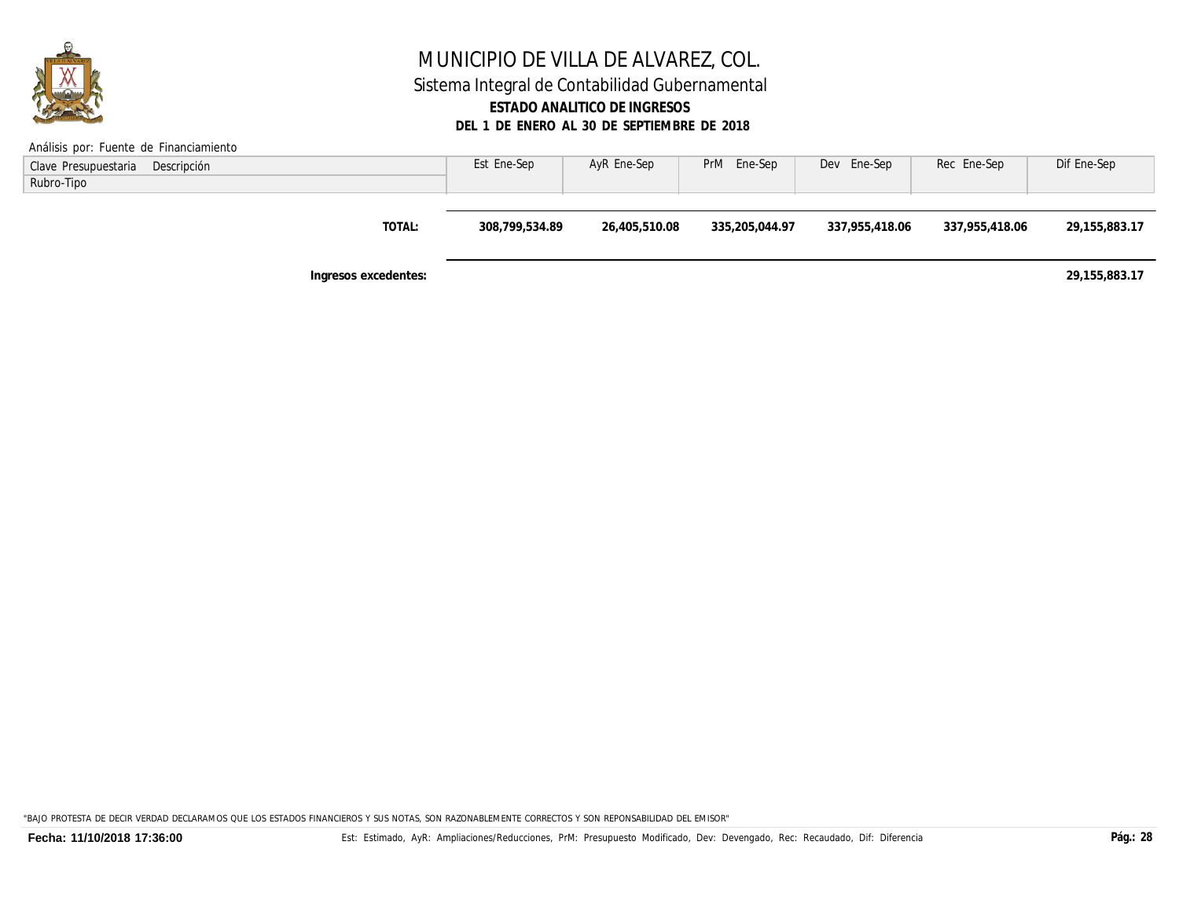# MUNICIPIO DE VILLA DE ALVAREZ, COL.

## Sistema Integral de Contabilidad Gubernamental

### ESTADO ANALITICO DE INGRESOS

### DEL 1 DE ENERO AL 30 DE SEPTIEMBRE DE 2018

Análisis por: Fuente de Financiamiento

| Clave Presupuestaria Descripción<br>Rubro-Tipo | Est Ene-Sep | AyR Ene-Sep | PrM Ene-Sep | Dev Ene-Sep | Rec Ene-Sep | Dif Ene-Sep |
|---|---|---|---|---|---|---|
| **TOTAL:** | **308,799,534.89** | **26,405,510.08** | **335,205,044.97** | **337,955,418.06** | **337,955,418.06** | **29,155,883.17** |
| **Ingresos excedentes:** | | | | | | **29,155,883.17** |

"BAJO PROTESTA DE DECIR VERDAD DECLARAMOS QUE LOS ESTADOS FINANCIEROS Y SUS NOTAS, SON RAZONABLEMENTE CORRECTOS Y SON REPONSABILIDAD DEL EMISOR"

**Fecha: 11/10/2018 17:36:00**

Est: Estimado, AyR: Ampliaciones/Reducciones, PrM: Presupuesto Modificado, Dev: Devengado, Rec: Recaudado, Dif: Diferencia